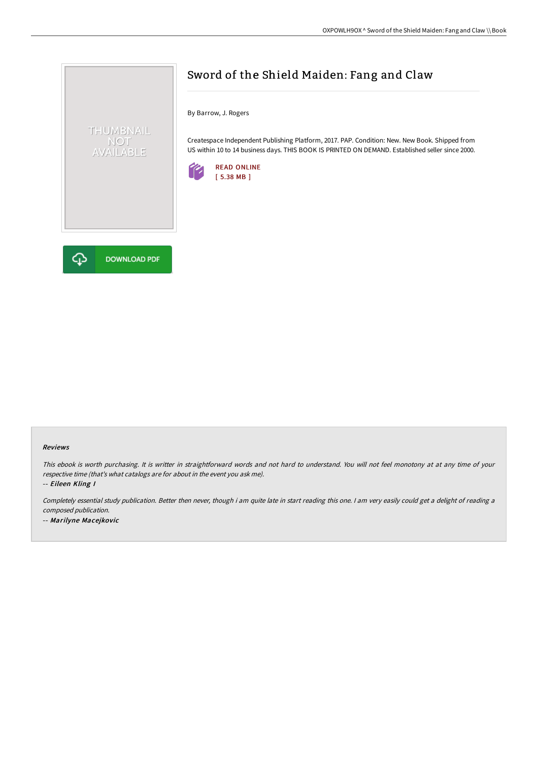# Sword of the Shield Maiden: Fang and Claw

By Barrow, J. Rogers

Createspace Independent Publishing Platform, 2017. PAP. Condition: New. New Book. Shipped from US within 10 to 14 business days. THIS BOOK IS PRINTED ON DEMAND. Established seller since 2000.

READ ONLINE
[ 5.38 MB ]

DOWNLOAD PDF

### Reviews

*This ebook is worth purchasing. It is writter in straightforward words and not hard to understand. You will not feel monotony at at any time of your respective time (that's what catalogs are for about in the event you ask me).*

-- ***Eileen Kling I***

*Completely essential study publication. Better then never, though i am quite late in start reading this one. I am very easily could get a delight of reading a composed publication.*

-- ***Marilyne Macejkovic***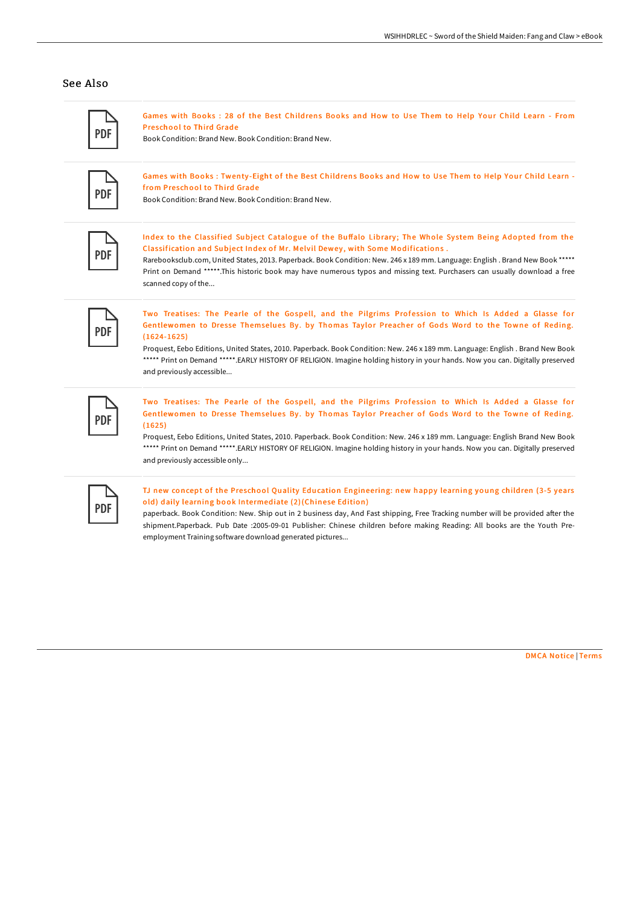## See Also

PDF

**Games with Books : 28 of the Best Childrens Books and How to Use Them to Help Your Child Learn - From Preschool to Third Grade**

Book Condition: Brand New. Book Condition: Brand New.

PDF

**Games with Books : Twenty-Eight of the Best Childrens Books and How to Use Them to Help Your Child Learn - from Preschool to Third Grade**

Book Condition: Brand New. Book Condition: Brand New.

PDF

**Index to the Classified Subject Catalogue of the Buffalo Library; The Whole System Being Adopted from the Classification and Subject Index of Mr. Melvil Dewey, with Some Modifications .**

Rarebooksclub.com, United States, 2013. Paperback. Book Condition: New. 246 x 189 mm. Language: English . Brand New Book ***** Print on Demand *****.This historic book may have numerous typos and missing text. Purchasers can usually download a free scanned copy of the...

PDF

**Two Treatises: The Pearle of the Gospell, and the Pilgrims Profession to Which Is Added a Glasse for Gentlewomen to Dresse Themselues By. by Thomas Taylor Preacher of Gods Word to the Towne of Reding. (1624-1625)**

Proquest, Eebo Editions, United States, 2010. Paperback. Book Condition: New. 246 x 189 mm. Language: English . Brand New Book ***** Print on Demand *****.EARLY HISTORY OF RELIGION. Imagine holding history in your hands. Now you can. Digitally preserved and previously accessible...

PDF

**Two Treatises: The Pearle of the Gospell, and the Pilgrims Profession to Which Is Added a Glasse for Gentlewomen to Dresse Themselues By. by Thomas Taylor Preacher of Gods Word to the Towne of Reding. (1625)**

Proquest, Eebo Editions, United States, 2010. Paperback. Book Condition: New. 246 x 189 mm. Language: English Brand New Book ***** Print on Demand *****.EARLY HISTORY OF RELIGION. Imagine holding history in your hands. Now you can. Digitally preserved and previously accessible only...

PDF

**TJ new concept of the Preschool Quality Education Engineering: new happy learning young children (3-5 years old) daily learning book Intermediate (2)(Chinese Edition)**

paperback. Book Condition: New. Ship out in 2 business day, And Fast shipping, Free Tracking number will be provided after the shipment.Paperback. Pub Date :2005-09-01 Publisher: Chinese children before making Reading: All books are the Youth Pre-employment Training software download generated pictures...